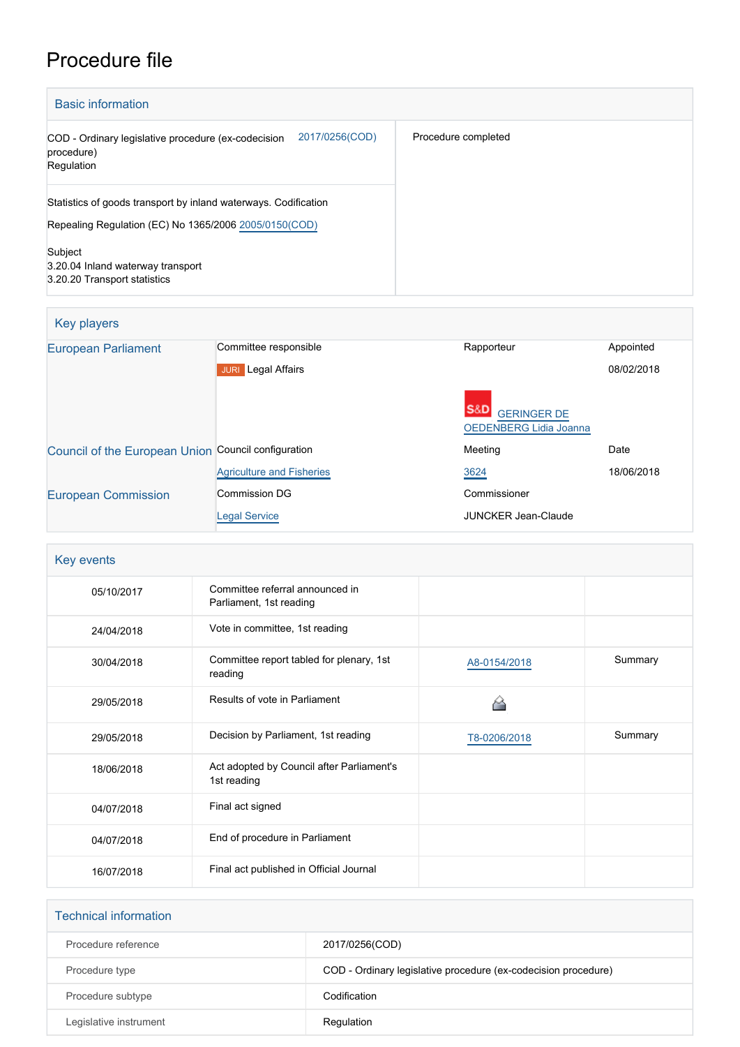# Procedure file

## Basic information

| | |
|---|---|
| COD - Ordinary legislative procedure (ex-codecision procedure)<br>Regulation | 2017/0256(COD) |
| Statistics of goods transport by inland waterways. Codification<br>Repealing Regulation (EC) No 1365/2006 2005/0150(COD)<br><br>Subject<br>3.20.04 Inland waterway transport<br>3.20.20 Transport statistics | |

Procedure completed

## Key players

| | | | |
|---|---|---|---|
| European Parliament | Committee responsible | Rapporteur | Appointed |
| | JURI Legal Affairs | | 08/02/2018 |
| | | S&D GERINGER DE OEDENBERG Lidia Joanna | |
| Council of the European Union | Council configuration | Meeting | Date |
| | Agriculture and Fisheries | 3624 | 18/06/2018 |
| European Commission | Commission DG | Commissioner | |
| | Legal Service | JUNCKER Jean-Claude | |

## Key events

| | | | |
|---|---|---|---|
| 05/10/2017 | Committee referral announced in Parliament, 1st reading | | |
| 24/04/2018 | Vote in committee, 1st reading | | |
| 30/04/2018 | Committee report tabled for plenary, 1st reading | A8-0154/2018 | Summary |
| 29/05/2018 | Results of vote in Parliament | | |
| 29/05/2018 | Decision by Parliament, 1st reading | T8-0206/2018 | Summary |
| 18/06/2018 | Act adopted by Council after Parliament's 1st reading | | |
| 04/07/2018 | Final act signed | | |
| 04/07/2018 | End of procedure in Parliament | | |
| 16/07/2018 | Final act published in Official Journal | | |

## Technical information

| | |
|---|---|
| Procedure reference | 2017/0256(COD) |
| Procedure type | COD - Ordinary legislative procedure (ex-codecision procedure) |
| Procedure subtype | Codification |
| Legislative instrument | Regulation |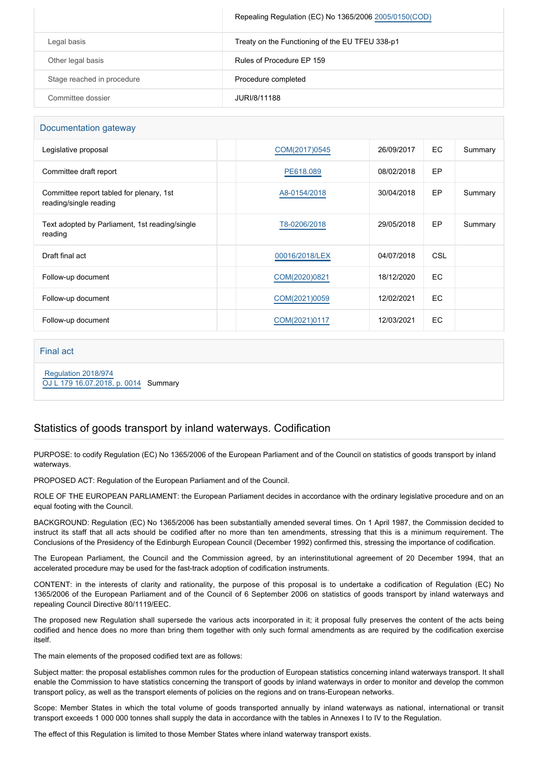| | |
|---|---|
| | Repealing Regulation (EC) No 1365/2006 2005/0150(COD) |
| Legal basis | Treaty on the Functioning of the EU TFEU 338-p1 |
| Other legal basis | Rules of Procedure EP 159 |
| Stage reached in procedure | Procedure completed |
| Committee dossier | JURI/8/11188 |

## Documentation gateway

| | | | | | |
|---|---|---|---|---|---|
| Legislative proposal | | COM(2017)0545 | 26/09/2017 | EC | Summary |
| Committee draft report | | PE618.089 | 08/02/2018 | EP | |
| Committee report tabled for plenary, 1st reading/single reading | | A8-0154/2018 | 30/04/2018 | EP | Summary |
| Text adopted by Parliament, 1st reading/single reading | | T8-0206/2018 | 29/05/2018 | EP | Summary |
| Draft final act | | 00016/2018/LEX | 04/07/2018 | CSL | |
| Follow-up document | | COM(2020)0821 | 18/12/2020 | EC | |
| Follow-up document | | COM(2021)0059 | 12/02/2021 | EC | |
| Follow-up document | | COM(2021)0117 | 12/03/2021 | EC | |

## Final act

Regulation 2018/974
OJ L 179 16.07.2018, p. 0014 Summary

## Statistics of goods transport by inland waterways. Codification

PURPOSE: to codify Regulation (EC) No 1365/2006 of the European Parliament and of the Council on statistics of goods transport by inland waterways.

PROPOSED ACT: Regulation of the European Parliament and of the Council.

ROLE OF THE EUROPEAN PARLIAMENT: the European Parliament decides in accordance with the ordinary legislative procedure and on an equal footing with the Council.

BACKGROUND: Regulation (EC) No 1365/2006 has been substantially amended several times. On 1 April 1987, the Commission decided to instruct its staff that all acts should be codified after no more than ten amendments, stressing that this is a minimum requirement. The Conclusions of the Presidency of the Edinburgh European Council (December 1992) confirmed this, stressing the importance of codification.

The European Parliament, the Council and the Commission agreed, by an interinstitutional agreement of 20 December 1994, that an accelerated procedure may be used for the fast-track adoption of codification instruments.

CONTENT: in the interests of clarity and rationality, the purpose of this proposal is to undertake a codification of Regulation (EC) No 1365/2006 of the European Parliament and of the Council of 6 September 2006 on statistics of goods transport by inland waterways and repealing Council Directive 80/1119/EEC.

The proposed new Regulation shall supersede the various acts incorporated in it; it proposal fully preserves the content of the acts being codified and hence does no more than bring them together with only such formal amendments as are required by the codification exercise itself.

The main elements of the proposed codified text are as follows:

Subject matter: the proposal establishes common rules for the production of European statistics concerning inland waterways transport. It shall enable the Commission to have statistics concerning the transport of goods by inland waterways in order to monitor and develop the common transport policy, as well as the transport elements of policies on the regions and on trans-European networks.

Scope: Member States in which the total volume of goods transported annually by inland waterways as national, international or transit transport exceeds 1 000 000 tonnes shall supply the data in accordance with the tables in Annexes I to IV to the Regulation.

The effect of this Regulation is limited to those Member States where inland waterway transport exists.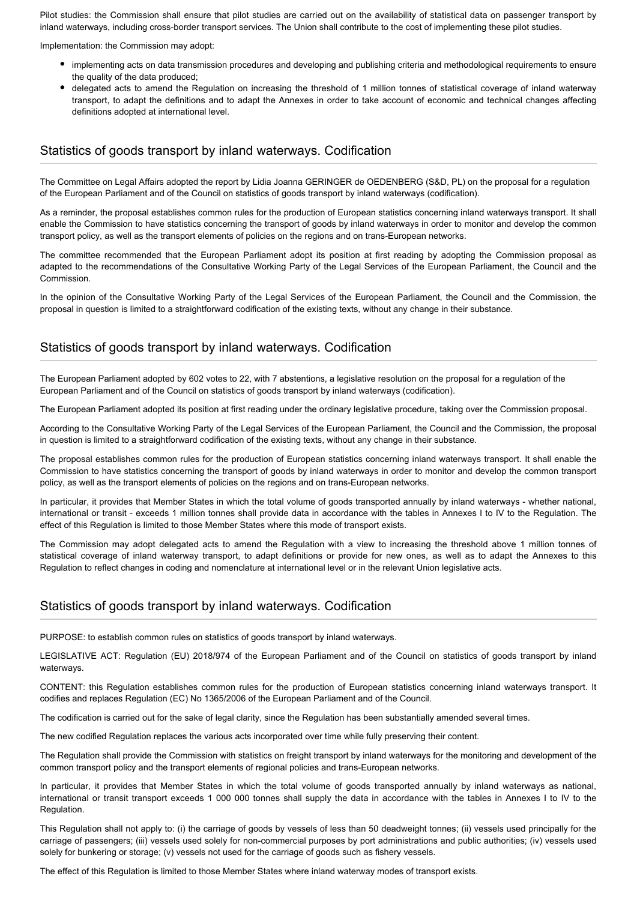Pilot studies: the Commission shall ensure that pilot studies are carried out on the availability of statistical data on passenger transport by inland waterways, including cross-border transport services. The Union shall contribute to the cost of implementing these pilot studies.

Implementation: the Commission may adopt:

- implementing acts on data transmission procedures and developing and publishing criteria and methodological requirements to ensure the quality of the data produced;
- delegated acts to amend the Regulation on increasing the threshold of 1 million tonnes of statistical coverage of inland waterway transport, to adapt the definitions and to adapt the Annexes in order to take account of economic and technical changes affecting definitions adopted at international level.

## Statistics of goods transport by inland waterways. Codification

The Committee on Legal Affairs adopted the report by Lidia Joanna GERINGER de OEDENBERG (S&D, PL) on the proposal for a regulation of the European Parliament and of the Council on statistics of goods transport by inland waterways (codification).

As a reminder, the proposal establishes common rules for the production of European statistics concerning inland waterways transport. It shall enable the Commission to have statistics concerning the transport of goods by inland waterways in order to monitor and develop the common transport policy, as well as the transport elements of policies on the regions and on trans-European networks.

The committee recommended that the European Parliament adopt its position at first reading by adopting the Commission proposal as adapted to the recommendations of the Consultative Working Party of the Legal Services of the European Parliament, the Council and the Commission.

In the opinion of the Consultative Working Party of the Legal Services of the European Parliament, the Council and the Commission, the proposal in question is limited to a straightforward codification of the existing texts, without any change in their substance.

## Statistics of goods transport by inland waterways. Codification

The European Parliament adopted by 602 votes to 22, with 7 abstentions, a legislative resolution on the proposal for a regulation of the European Parliament and of the Council on statistics of goods transport by inland waterways (codification).

The European Parliament adopted its position at first reading under the ordinary legislative procedure, taking over the Commission proposal.

According to the Consultative Working Party of the Legal Services of the European Parliament, the Council and the Commission, the proposal in question is limited to a straightforward codification of the existing texts, without any change in their substance.

The proposal establishes common rules for the production of European statistics concerning inland waterways transport. It shall enable the Commission to have statistics concerning the transport of goods by inland waterways in order to monitor and develop the common transport policy, as well as the transport elements of policies on the regions and on trans-European networks.

In particular, it provides that Member States in which the total volume of goods transported annually by inland waterways - whether national, international or transit - exceeds 1 million tonnes shall provide data in accordance with the tables in Annexes I to IV to the Regulation. The effect of this Regulation is limited to those Member States where this mode of transport exists.

The Commission may adopt delegated acts to amend the Regulation with a view to increasing the threshold above 1 million tonnes of statistical coverage of inland waterway transport, to adapt definitions or provide for new ones, as well as to adapt the Annexes to this Regulation to reflect changes in coding and nomenclature at international level or in the relevant Union legislative acts.

## Statistics of goods transport by inland waterways. Codification

PURPOSE: to establish common rules on statistics of goods transport by inland waterways.

LEGISLATIVE ACT: Regulation (EU) 2018/974 of the European Parliament and of the Council on statistics of goods transport by inland waterways.

CONTENT: this Regulation establishes common rules for the production of European statistics concerning inland waterways transport. It codifies and replaces Regulation (EC) No 1365/2006 of the European Parliament and of the Council.

The codification is carried out for the sake of legal clarity, since the Regulation has been substantially amended several times.

The new codified Regulation replaces the various acts incorporated over time while fully preserving their content.

The Regulation shall provide the Commission with statistics on freight transport by inland waterways for the monitoring and development of the common transport policy and the transport elements of regional policies and trans-European networks.

In particular, it provides that Member States in which the total volume of goods transported annually by inland waterways as national, international or transit transport exceeds 1 000 000 tonnes shall supply the data in accordance with the tables in Annexes I to IV to the Regulation.

This Regulation shall not apply to: (i) the carriage of goods by vessels of less than 50 deadweight tonnes; (ii) vessels used principally for the carriage of passengers; (iii) vessels used solely for non-commercial purposes by port administrations and public authorities; (iv) vessels used solely for bunkering or storage; (v) vessels not used for the carriage of goods such as fishery vessels.

The effect of this Regulation is limited to those Member States where inland waterway modes of transport exists.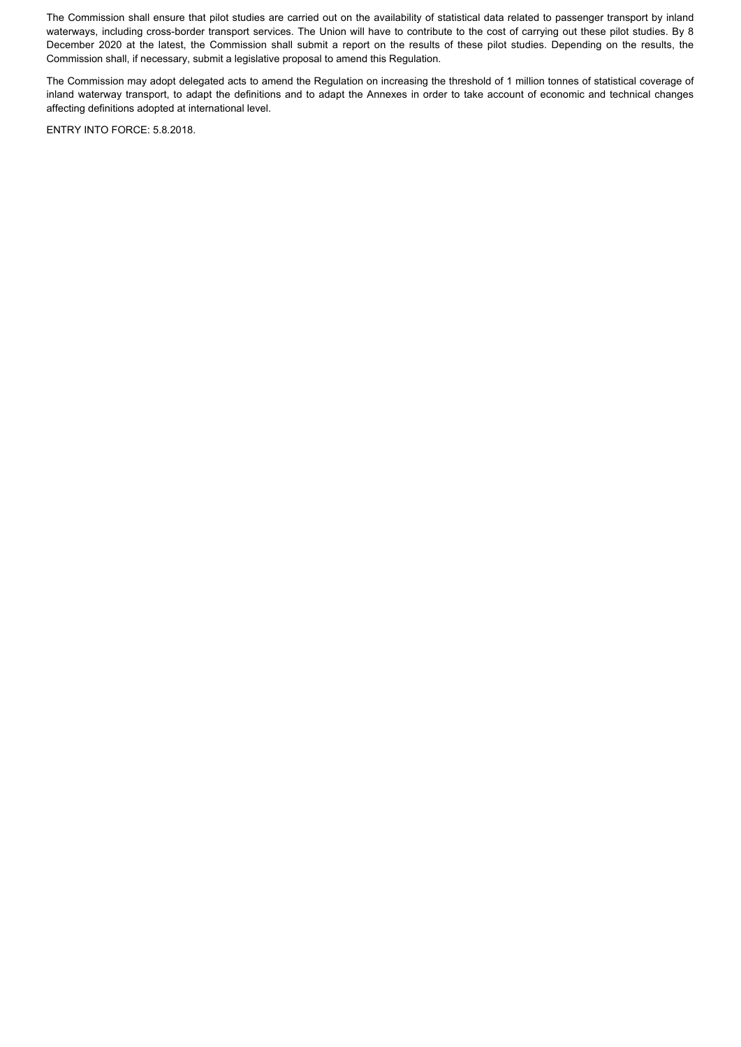The Commission shall ensure that pilot studies are carried out on the availability of statistical data related to passenger transport by inland waterways, including cross-border transport services. The Union will have to contribute to the cost of carrying out these pilot studies. By 8 December 2020 at the latest, the Commission shall submit a report on the results of these pilot studies. Depending on the results, the Commission shall, if necessary, submit a legislative proposal to amend this Regulation.

The Commission may adopt delegated acts to amend the Regulation on increasing the threshold of 1 million tonnes of statistical coverage of inland waterway transport, to adapt the definitions and to adapt the Annexes in order to take account of economic and technical changes affecting definitions adopted at international level.

ENTRY INTO FORCE: 5.8.2018.